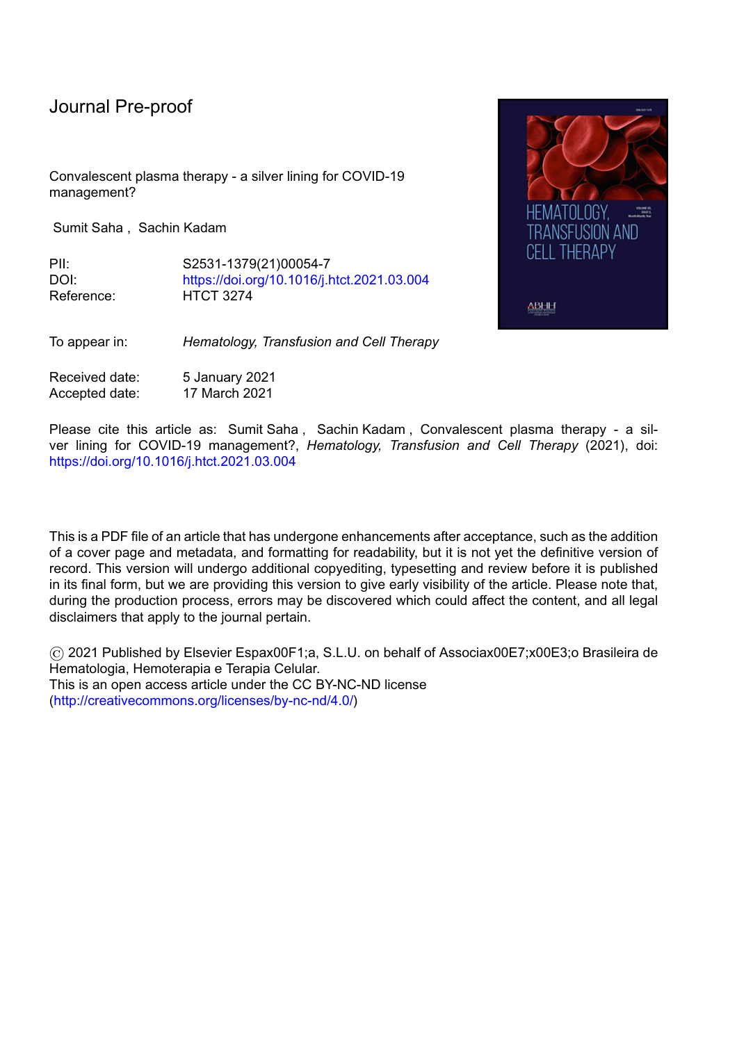Journal Pre-proof

Convalescent plasma therapy - a silver lining for COVID-19 management?

Sumit Saha , Sachin Kadam

| | |
|---|---|
| PII: | S2531-1379(21)00054-7 |
| DOI: | https://doi.org/10.1016/j.htct.2021.03.004 |
| Reference: | HTCT 3274 |

| | |
|---|---|
| To appear in: | *Hematology, Transfusion and Cell Therapy* |

| | |
|---|---|
| Received date: | 5 January 2021 |
| Accepted date: | 17 March 2021 |

Please cite this article as: Sumit Saha , Sachin Kadam , Convalescent plasma therapy - a silver lining for COVID-19 management?, *Hematology, Transfusion and Cell Therapy* (2021), doi: https://doi.org/10.1016/j.htct.2021.03.004

This is a PDF file of an article that has undergone enhancements after acceptance, such as the addition of a cover page and metadata, and formatting for readability, but it is not yet the definitive version of record. This version will undergo additional copyediting, typesetting and review before it is published in its final form, but we are providing this version to give early visibility of the article. Please note that, during the production process, errors may be discovered which could affect the content, and all legal disclaimers that apply to the journal pertain.

© 2021 Published by Elsevier Espax00F1;a, S.L.U. on behalf of Associax00E7;x00E3;o Brasileira de Hematologia, Hemoterapia e Terapia Celular.
This is an open access article under the CC BY-NC-ND license (http://creativecommons.org/licenses/by-nc-nd/4.0/)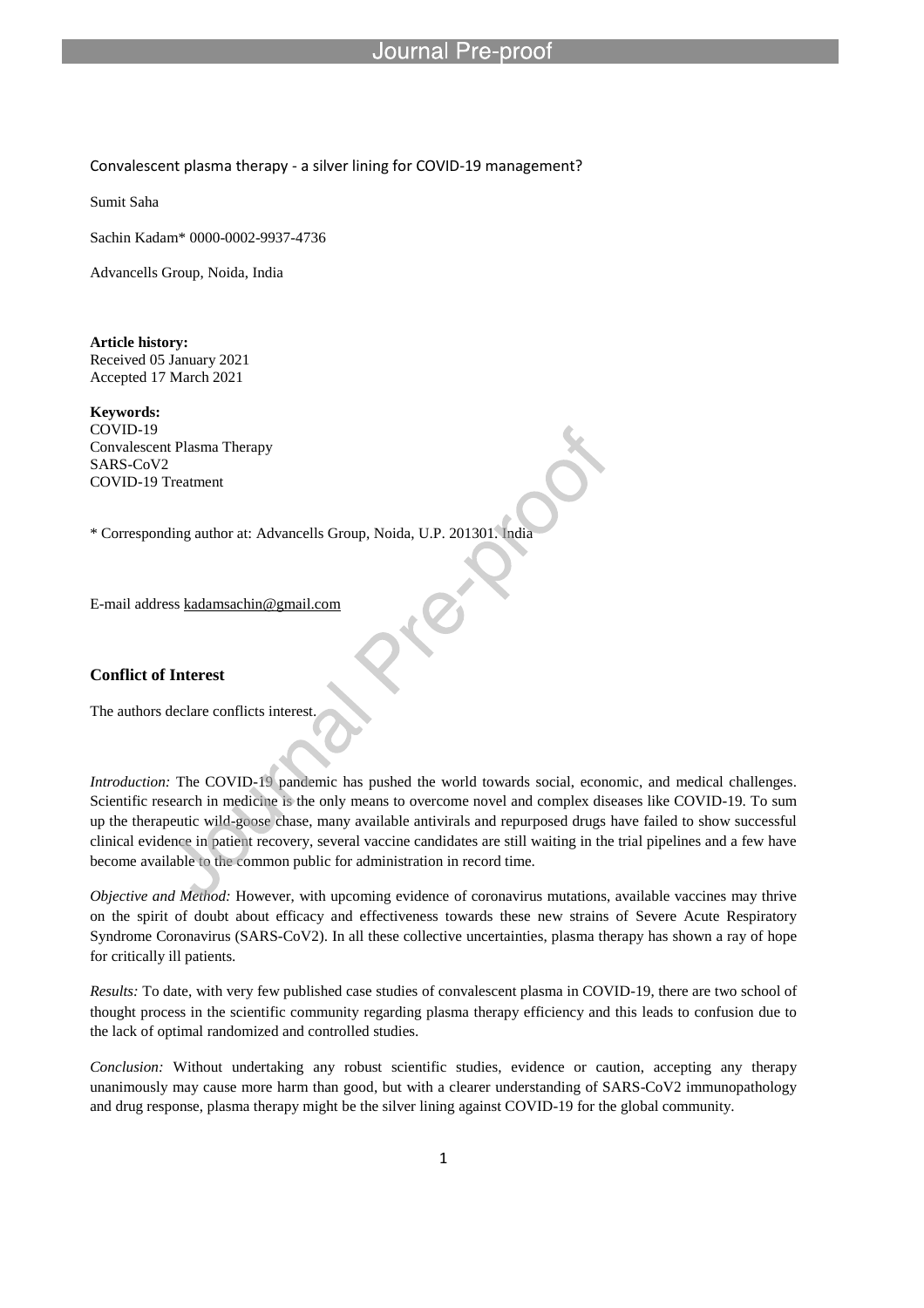Convalescent plasma therapy - a silver lining for COVID-19 management?

Sumit Saha

Sachin Kadam* 0000-0002-9937-4736

Advancells Group, Noida, India

**Article history:**
Received 05 January 2021
Accepted 17 March 2021

**Keywords:**
COVID-19
Convalescent Plasma Therapy
SARS-CoV2
COVID-19 Treatment

\* Corresponding author at: Advancells Group, Noida, U.P. 201301. India

E-mail address kadamsachin@gmail.com

### Conflict of Interest

The authors declare conflicts interest.

*Introduction:* The COVID-19 pandemic has pushed the world towards social, economic, and medical challenges. Scientific research in medicine is the only means to overcome novel and complex diseases like COVID-19. To sum up the therapeutic wild-goose chase, many available antivirals and repurposed drugs have failed to show successful clinical evidence in patient recovery, several vaccine candidates are still waiting in the trial pipelines and a few have become available to the common public for administration in record time.

*Objective and Method:* However, with upcoming evidence of coronavirus mutations, available vaccines may thrive on the spirit of doubt about efficacy and effectiveness towards these new strains of Severe Acute Respiratory Syndrome Coronavirus (SARS-CoV2). In all these collective uncertainties, plasma therapy has shown a ray of hope for critically ill patients.

*Results:* To date, with very few published case studies of convalescent plasma in COVID-19, there are two school of thought process in the scientific community regarding plasma therapy efficiency and this leads to confusion due to the lack of optimal randomized and controlled studies.

*Conclusion:* Without undertaking any robust scientific studies, evidence or caution, accepting any therapy unanimously may cause more harm than good, but with a clearer understanding of SARS-CoV2 immunopathology and drug response, plasma therapy might be the silver lining against COVID-19 for the global community.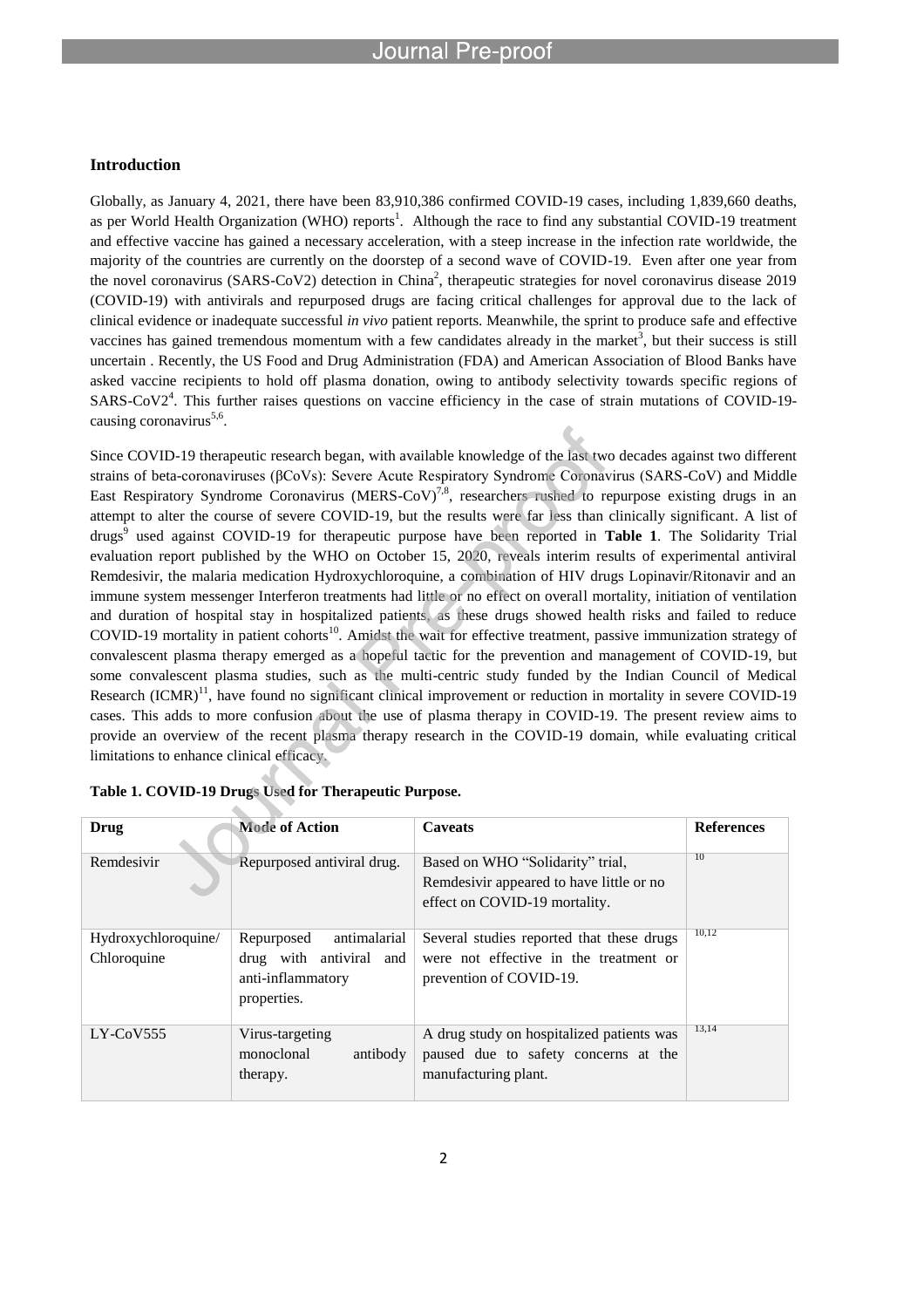## Introduction

Globally, as January 4, 2021, there have been 83,910,386 confirmed COVID-19 cases, including 1,839,660 deaths, as per World Health Organization (WHO) reports[1]. Although the race to find any substantial COVID-19 treatment and effective vaccine has gained a necessary acceleration, with a steep increase in the infection rate worldwide, the majority of the countries are currently on the doorstep of a second wave of COVID-19. Even after one year from the novel coronavirus (SARS-CoV2) detection in China[2], therapeutic strategies for novel coronavirus disease 2019 (COVID-19) with antivirals and repurposed drugs are facing critical challenges for approval due to the lack of clinical evidence or inadequate successful *in vivo* patient reports. Meanwhile, the sprint to produce safe and effective vaccines has gained tremendous momentum with a few candidates already in the market[3], but their success is still uncertain . Recently, the US Food and Drug Administration (FDA) and American Association of Blood Banks have asked vaccine recipients to hold off plasma donation, owing to antibody selectivity towards specific regions of SARS-CoV2[4]. This further raises questions on vaccine efficiency in the case of strain mutations of COVID-19-causing coronavirus[5,6].

Since COVID-19 therapeutic research began, with available knowledge of the last two decades against two different strains of beta-coronaviruses (βCoVs): Severe Acute Respiratory Syndrome Coronavirus (SARS-CoV) and Middle East Respiratory Syndrome Coronavirus (MERS-CoV)[7,8], researchers rushed to repurpose existing drugs in an attempt to alter the course of severe COVID-19, but the results were far less than clinically significant. A list of drugs[9] used against COVID-19 for therapeutic purpose have been reported in **Table 1**. The Solidarity Trial evaluation report published by the WHO on October 15, 2020, reveals interim results of experimental antiviral Remdesivir, the malaria medication Hydroxychloroquine, a combination of HIV drugs Lopinavir/Ritonavir and an immune system messenger Interferon treatments had little or no effect on overall mortality, initiation of ventilation and duration of hospital stay in hospitalized patients, as these drugs showed health risks and failed to reduce COVID-19 mortality in patient cohorts[10]. Amidst the wait for effective treatment, passive immunization strategy of convalescent plasma therapy emerged as a hopeful tactic for the prevention and management of COVID-19, but some convalescent plasma studies, such as the multi-centric study funded by the Indian Council of Medical Research (ICMR)[11], have found no significant clinical improvement or reduction in mortality in severe COVID-19 cases. This adds to more confusion about the use of plasma therapy in COVID-19. The present review aims to provide an overview of the recent plasma therapy research in the COVID-19 domain, while evaluating critical limitations to enhance clinical efficacy.

**Table 1. COVID-19 Drugs Used for Therapeutic Purpose.**

| Drug | Mode of Action | Caveats | References |
|---|---|---|---|
| Remdesivir | Repurposed antiviral drug. | Based on WHO "Solidarity" trial, Remdesivir appeared to have little or no effect on COVID-19 mortality. | 10 |
| Hydroxychloroquine/ Chloroquine | Repurposed antimalarial drug with antiviral and anti-inflammatory properties. | Several studies reported that these drugs were not effective in the treatment or prevention of COVID-19. | 10,12 |
| LY-CoV555 | Virus-targeting monoclonal antibody therapy. | A drug study on hospitalized patients was paused due to safety concerns at the manufacturing plant. | 13,14 |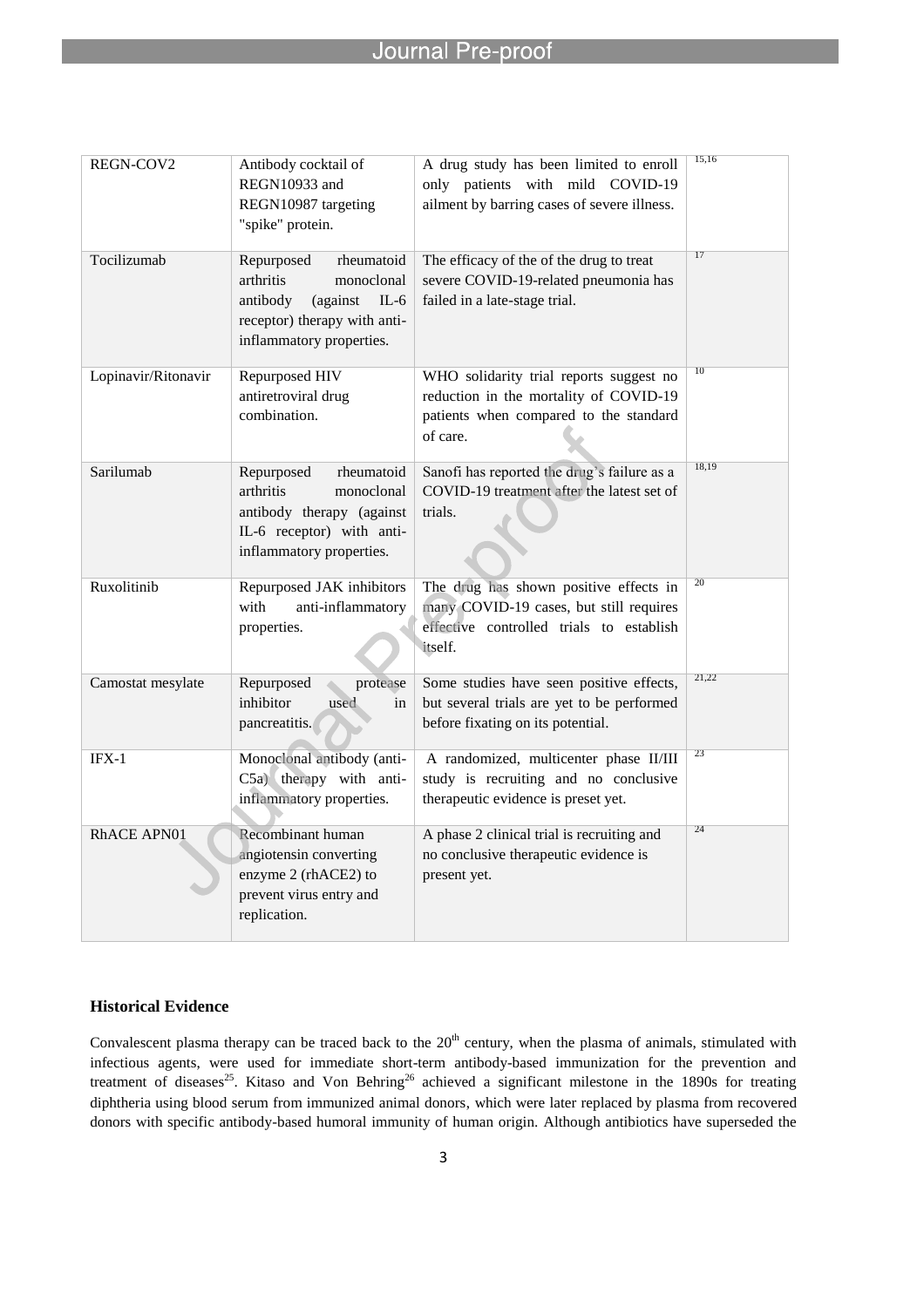| REGN-COV2 | Antibody cocktail of REGN10933 and REGN10987 targeting "spike" protein. | A drug study has been limited to enroll only patients with mild COVID-19 ailment by barring cases of severe illness. | 15,16 |
|---|---|---|---|
| Tocilizumab | Repurposed rheumatoid arthritis monoclonal antibody (against IL-6 receptor) therapy with anti-inflammatory properties. | The efficacy of the of the drug to treat severe COVID-19-related pneumonia has failed in a late-stage trial. | 17 |
| Lopinavir/Ritonavir | Repurposed HIV antiretroviral drug combination. | WHO solidarity trial reports suggest no reduction in the mortality of COVID-19 patients when compared to the standard of care. | 10 |
| Sarilumab | Repurposed rheumatoid arthritis monoclonal antibody therapy (against IL-6 receptor) with anti-inflammatory properties. | Sanofi has reported the drug's failure as a COVID-19 treatment after the latest set of trials. | 18,19 |
| Ruxolitinib | Repurposed JAK inhibitors with anti-inflammatory properties. | The drug has shown positive effects in many COVID-19 cases, but still requires effective controlled trials to establish itself. | 20 |
| Camostat mesylate | Repurposed protease inhibitor used in pancreatitis. | Some studies have seen positive effects, but several trials are yet to be performed before fixating on its potential. | 21,22 |
| IFX-1 | Monoclonal antibody (anti-C5a) therapy with anti-inflammatory properties. | A randomized, multicenter phase II/III study is recruiting and no conclusive therapeutic evidence is preset yet. | 23 |
| RhACE APN01 | Recombinant human angiotensin converting enzyme 2 (rhACE2) to prevent virus entry and replication. | A phase 2 clinical trial is recruiting and no conclusive therapeutic evidence is present yet. | 24 |

**Historical Evidence**

Convalescent plasma therapy can be traced back to the 20$^{th}$ century, when the plasma of animals, stimulated with infectious agents, were used for immediate short-term antibody-based immunization for the prevention and treatment of diseases[25]. Kitaso and Von Behring[26] achieved a significant milestone in the 1890s for treating diphtheria using blood serum from immunized animal donors, which were later replaced by plasma from recovered donors with specific antibody-based humoral immunity of human origin. Although antibiotics have superseded the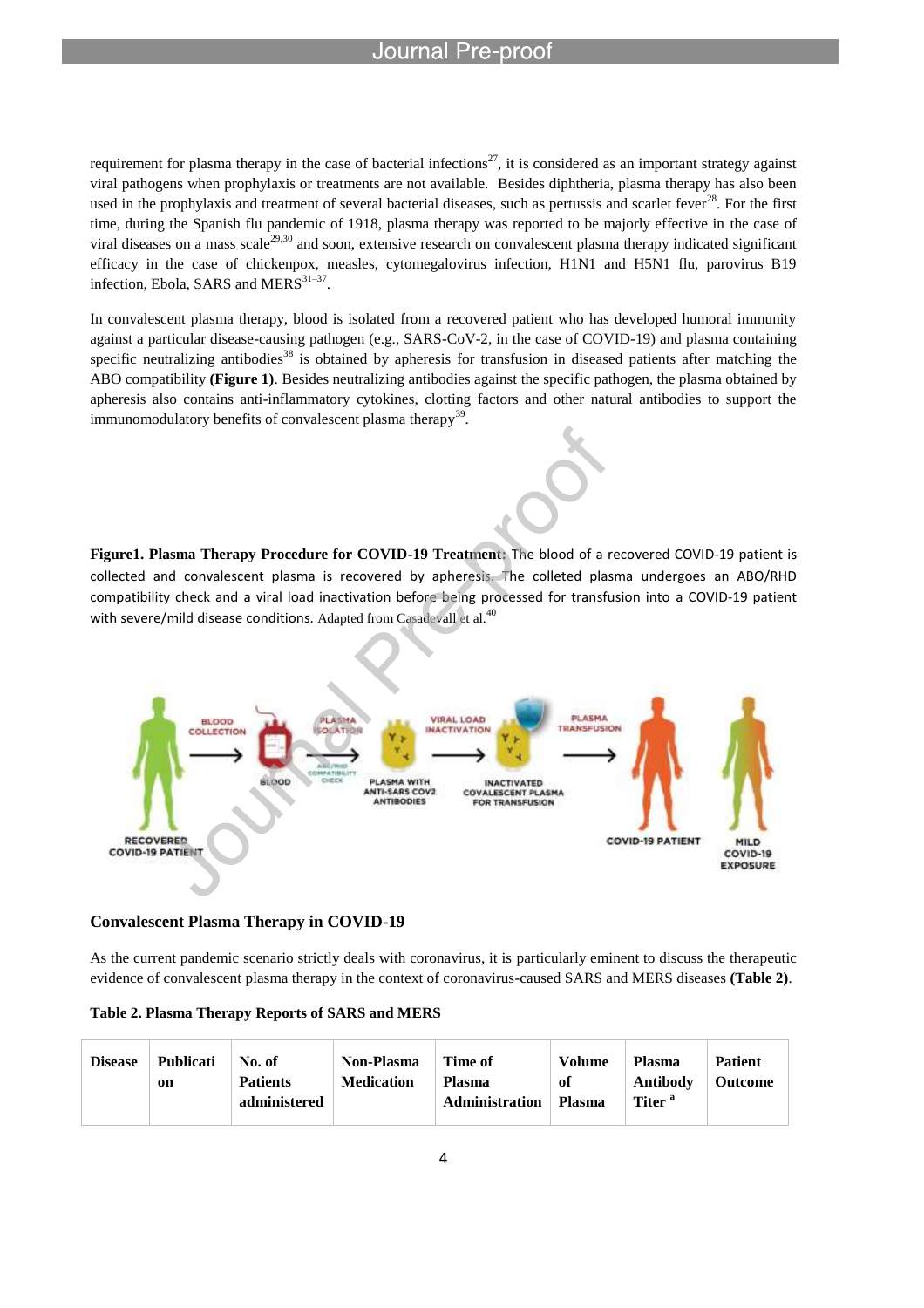requirement for plasma therapy in the case of bacterial infections[27], it is considered as an important strategy against viral pathogens when prophylaxis or treatments are not available. Besides diphtheria, plasma therapy has also been used in the prophylaxis and treatment of several bacterial diseases, such as pertussis and scarlet fever[28]. For the first time, during the Spanish flu pandemic of 1918, plasma therapy was reported to be majorly effective in the case of viral diseases on a mass scale[29,30] and soon, extensive research on convalescent plasma therapy indicated significant efficacy in the case of chickenpox, measles, cytomegalovirus infection, H1N1 and H5N1 flu, parovirus B19 infection, Ebola, SARS and MERS[31–37].

In convalescent plasma therapy, blood is isolated from a recovered patient who has developed humoral immunity against a particular disease-causing pathogen (e.g., SARS-CoV-2, in the case of COVID-19) and plasma containing specific neutralizing antibodies[38] is obtained by apheresis for transfusion in diseased patients after matching the ABO compatibility **(Figure 1)**. Besides neutralizing antibodies against the specific pathogen, the plasma obtained by apheresis also contains anti-inflammatory cytokines, clotting factors and other natural antibodies to support the immunomodulatory benefits of convalescent plasma therapy[39].

**Figure1. Plasma Therapy Procedure for COVID-19 Treatment:** The blood of a recovered COVID-19 patient is collected and convalescent plasma is recovered by apheresis. The colleted plasma undergoes an ABO/RHD compatibility check and a viral load inactivation before being processed for transfusion into a COVID-19 patient with severe/mild disease conditions. Adapted from Casadevall et al.[40]

## Convalescent Plasma Therapy in COVID-19

As the current pandemic scenario strictly deals with coronavirus, it is particularly eminent to discuss the therapeutic evidence of convalescent plasma therapy in the context of coronavirus-caused SARS and MERS diseases **(Table 2)**.

**Table 2. Plasma Therapy Reports of SARS and MERS**

| Disease | Publication | No. of Patients administered | Non-Plasma Medication | Time of Plasma Administration | Volume of Plasma | Plasma Antibody Titer [a] | Patient Outcome |
|---|---|---|---|---|---|---|---|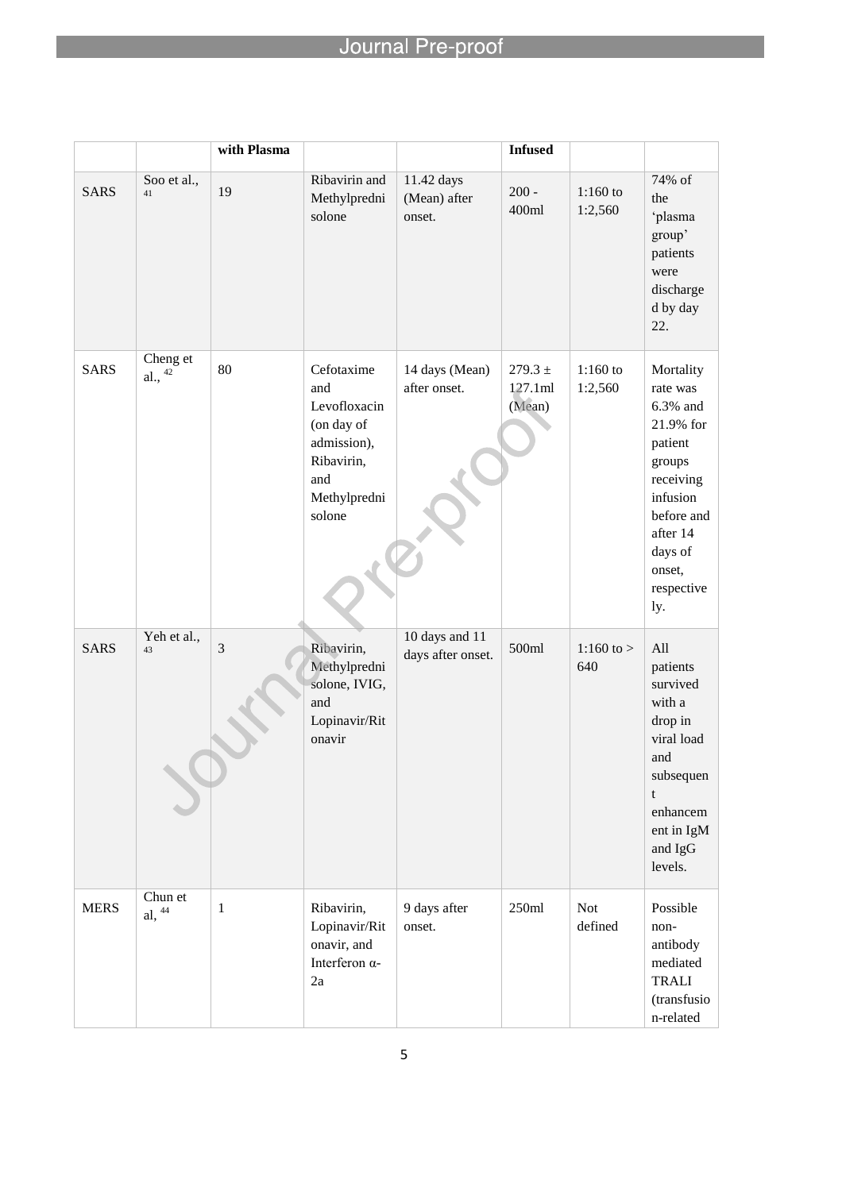| | | with Plasma | | | Infused | | |
|---|---|---|---|---|---|---|---|
| SARS | Soo et al., [41] | 19 | Ribavirin and Methylprednisolone | 11.42 days (Mean) after onset. | 200 - 400ml | 1:160 to 1:2,560 | 74% of the 'plasma group' patients were discharged by day 22. |
| SARS | Cheng et al., [42] | 80 | Cefotaxime and Levofloxacin (on day of admission), Ribavirin, and Methylprednisolone | 14 days (Mean) after onset. | 279.3 ± 127.1ml (Mean) | 1:160 to 1:2,560 | Mortality rate was 6.3% and 21.9% for patient groups receiving infusion before and after 14 days of onset, respectively. |
| SARS | Yeh et al., [43] | 3 | Ribavirin, Methylprednisolone, IVIG, and Lopinavir/Ritonavir | 10 days and 11 days after onset. | 500ml | 1:160 to > 640 | All patients survived with a drop in viral load and subsequent enhancement in IgM and IgG levels. |
| MERS | Chun et al, [44] | 1 | Ribavirin, Lopinavir/Ritonavir, and Interferon α-2a | 9 days after onset. | 250ml | Not defined | Possible non-antibody mediated TRALI (transfusion-related |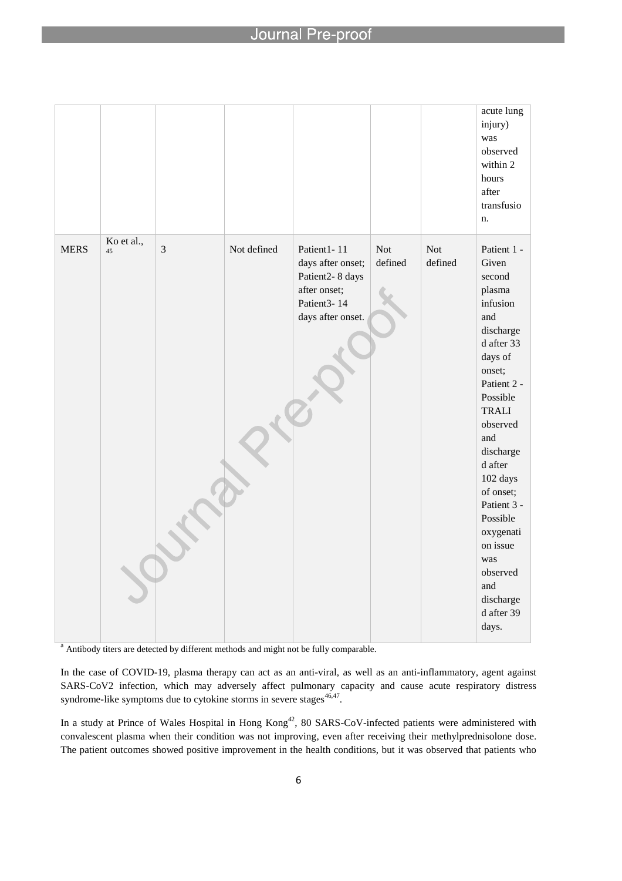|  |  |  |  |  |  |  | acute lung injury) was observed within 2 hours after transfusion. |
|---|---|---|---|---|---|---|---|
| MERS | Ko et al., [45] | 3 | Not defined | Patient1- 11 days after onset; Patient2- 8 days after onset; Patient3- 14 days after onset. | Not defined | Not defined | Patient 1 - Given second plasma infusion and discharged after 33 days of onset; Patient 2 - Possible TRALI observed and discharged after 102 days of onset; Patient 3 - Possible oxygenation issue was observed and discharged after 39 days. |

[a] Antibody titers are detected by different methods and might not be fully comparable.

In the case of COVID-19, plasma therapy can act as an anti-viral, as well as an anti-inflammatory, agent against SARS-CoV2 infection, which may adversely affect pulmonary capacity and cause acute respiratory distress syndrome-like symptoms due to cytokine storms in severe stages[46,47].

In a study at Prince of Wales Hospital in Hong Kong[42], 80 SARS-CoV-infected patients were administered with convalescent plasma when their condition was not improving, even after receiving their methylprednisolone dose. The patient outcomes showed positive improvement in the health conditions, but it was observed that patients who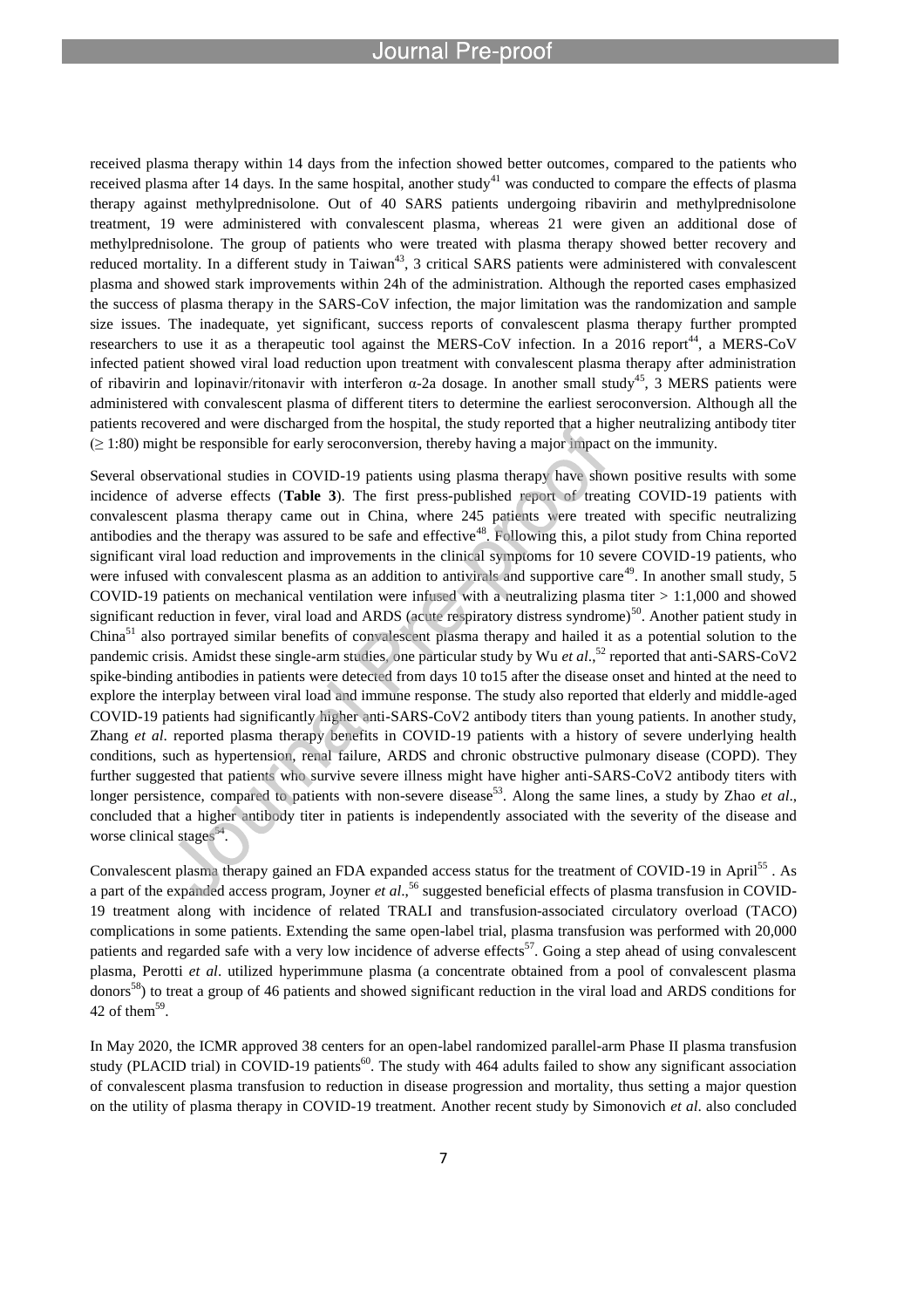received plasma therapy within 14 days from the infection showed better outcomes, compared to the patients who received plasma after 14 days. In the same hospital, another study[41] was conducted to compare the effects of plasma therapy against methylprednisolone. Out of 40 SARS patients undergoing ribavirin and methylprednisolone treatment, 19 were administered with convalescent plasma, whereas 21 were given an additional dose of methylprednisolone. The group of patients who were treated with plasma therapy showed better recovery and reduced mortality. In a different study in Taiwan[43], 3 critical SARS patients were administered with convalescent plasma and showed stark improvements within 24h of the administration. Although the reported cases emphasized the success of plasma therapy in the SARS-CoV infection, the major limitation was the randomization and sample size issues. The inadequate, yet significant, success reports of convalescent plasma therapy further prompted researchers to use it as a therapeutic tool against the MERS-CoV infection. In a 2016 report[44], a MERS-CoV infected patient showed viral load reduction upon treatment with convalescent plasma therapy after administration of ribavirin and lopinavir/ritonavir with interferon α-2a dosage. In another small study[45], 3 MERS patients were administered with convalescent plasma of different titers to determine the earliest seroconversion. Although all the patients recovered and were discharged from the hospital, the study reported that a higher neutralizing antibody titer (≥ 1:80) might be responsible for early seroconversion, thereby having a major impact on the immunity.

Several observational studies in COVID-19 patients using plasma therapy have shown positive results with some incidence of adverse effects (**Table 3**). The first press-published report of treating COVID-19 patients with convalescent plasma therapy came out in China, where 245 patients were treated with specific neutralizing antibodies and the therapy was assured to be safe and effective[48]. Following this, a pilot study from China reported significant viral load reduction and improvements in the clinical symptoms for 10 severe COVID-19 patients, who were infused with convalescent plasma as an addition to antivirals and supportive care[49]. In another small study, 5 COVID-19 patients on mechanical ventilation were infused with a neutralizing plasma titer > 1:1,000 and showed significant reduction in fever, viral load and ARDS (acute respiratory distress syndrome)[50]. Another patient study in China[51] also portrayed similar benefits of convalescent plasma therapy and hailed it as a potential solution to the pandemic crisis. Amidst these single-arm studies, one particular study by Wu *et al.*,[52] reported that anti-SARS-CoV2 spike-binding antibodies in patients were detected from days 10 to15 after the disease onset and hinted at the need to explore the interplay between viral load and immune response. The study also reported that elderly and middle-aged COVID-19 patients had significantly higher anti-SARS-CoV2 antibody titers than young patients. In another study, Zhang *et al.* reported plasma therapy benefits in COVID-19 patients with a history of severe underlying health conditions, such as hypertension, renal failure, ARDS and chronic obstructive pulmonary disease (COPD). They further suggested that patients who survive severe illness might have higher anti-SARS-CoV2 antibody titers with longer persistence, compared to patients with non-severe disease[53]. Along the same lines, a study by Zhao *et al.*, concluded that a higher antibody titer in patients is independently associated with the severity of the disease and worse clinical stages[54].

Convalescent plasma therapy gained an FDA expanded access status for the treatment of COVID-19 in April[55] . As a part of the expanded access program, Joyner *et al.*,[56] suggested beneficial effects of plasma transfusion in COVID-19 treatment along with incidence of related TRALI and transfusion-associated circulatory overload (TACO) complications in some patients. Extending the same open-label trial, plasma transfusion was performed with 20,000 patients and regarded safe with a very low incidence of adverse effects[57]. Going a step ahead of using convalescent plasma, Perotti *et al.* utilized hyperimmune plasma (a concentrate obtained from a pool of convalescent plasma donors[58]) to treat a group of 46 patients and showed significant reduction in the viral load and ARDS conditions for 42 of them[59].

In May 2020, the ICMR approved 38 centers for an open-label randomized parallel-arm Phase II plasma transfusion study (PLACID trial) in COVID-19 patients[60]. The study with 464 adults failed to show any significant association of convalescent plasma transfusion to reduction in disease progression and mortality, thus setting a major question on the utility of plasma therapy in COVID-19 treatment. Another recent study by Simonovich *et al.* also concluded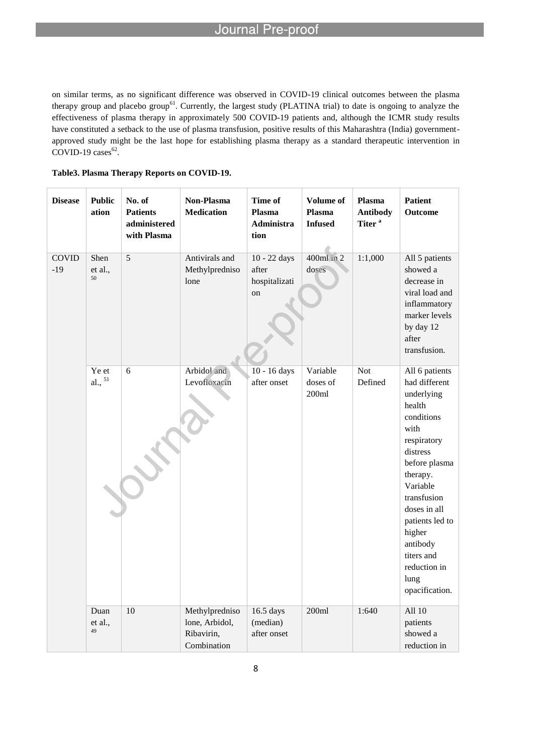on similar terms, as no significant difference was observed in COVID-19 clinical outcomes between the plasma therapy group and placebo group[61]. Currently, the largest study (PLATINA trial) to date is ongoing to analyze the effectiveness of plasma therapy in approximately 500 COVID-19 patients and, although the ICMR study results have constituted a setback to the use of plasma transfusion, positive results of this Maharashtra (India) government-approved study might be the last hope for establishing plasma therapy as a standard therapeutic intervention in COVID-19 cases[62].

**Table3. Plasma Therapy Reports on COVID-19.**

| Disease | Publication | No. of Patients administered with Plasma | Non-Plasma Medication | Time of Plasma Administration | Volume of Plasma Infused | Plasma Antibody Titer [a] | Patient Outcome |
|---|---|---|---|---|---|---|---|
| COVID-19 | Shen et al., [50] | 5 | Antivirals and Methylprednisolone | 10 - 22 days after hospitalization | 400ml in 2 doses | 1:1,000 | All 5 patients showed a decrease in viral load and inflammatory marker levels by day 12 after transfusion. |
| | Ye et al., [51] | 6 | Arbidol and Levofloxacin | 10 - 16 days after onset | Variable doses of 200ml | Not Defined | All 6 patients had different underlying health conditions with respiratory distress before plasma therapy. Variable transfusion doses in all patients led to higher antibody titers and reduction in lung opacification. |
| | Duan et al., [49] | 10 | Methylprednisolone, Arbidol, Ribavirin, Combination | 16.5 days (median) after onset | 200ml | 1:640 | All 10 patients showed a reduction in |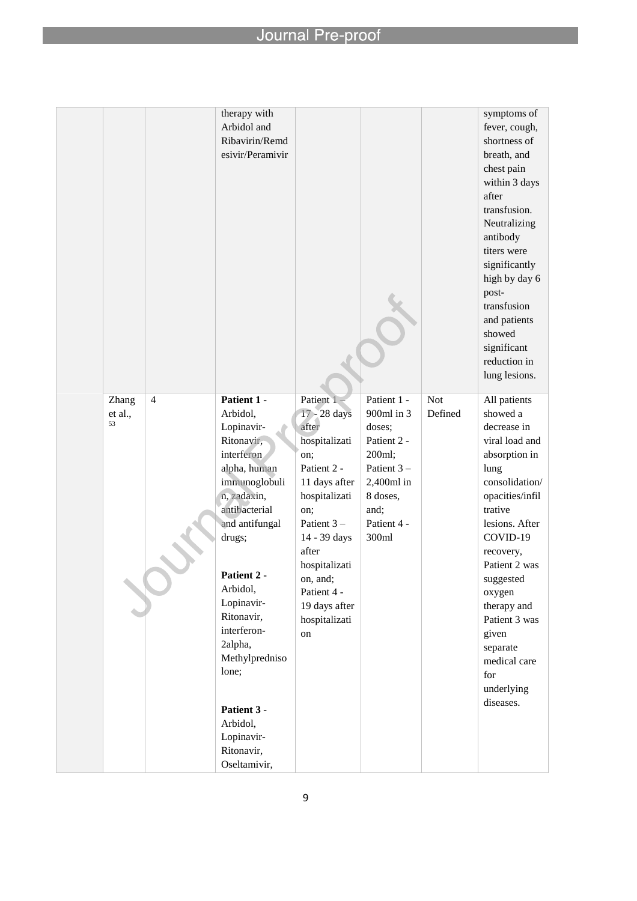|  |  |  |  |  |  |  |  |
|---|---|---|---|---|---|---|---|
|  |  |  | therapy with Arbidol and Ribavirin/Remdesivir/Peramivir |  |  |  | symptoms of fever, cough, shortness of breath, and chest pain within 3 days after transfusion. Neutralizing antibody titers were significantly high by day 6 post-transfusion and patients showed significant reduction in lung lesions. |
|  | Zhang et al.,[53] | 4 | **Patient 1** - Arbidol, Lopinavir-Ritonavir, interferon alpha, human immunoglobulin, zadaxin, antibacterial and antifungal drugs;<br><br>**Patient 2** - Arbidol, Lopinavir-Ritonavir, interferon-2alpha, Methylprednisolone;<br><br>**Patient 3** - Arbidol, Lopinavir-Ritonavir, Oseltamivir, | Patient 1 – 17 - 28 days after hospitalization; Patient 2 - 11 days after hospitalization; Patient 3 – 14 - 39 days after hospitalization, and; Patient 4 - 19 days after hospitalization | Patient 1 - 900ml in 3 doses; Patient 2 - 200ml; Patient 3 – 2,400ml in 8 doses, and; Patient 4 - 300ml | Not Defined | All patients showed a decrease in viral load and absorption in lung consolidation/opacities/infiltrative lesions. After COVID-19 recovery, Patient 2 was suggested oxygen therapy and Patient 3 was given separate medical care for underlying diseases. |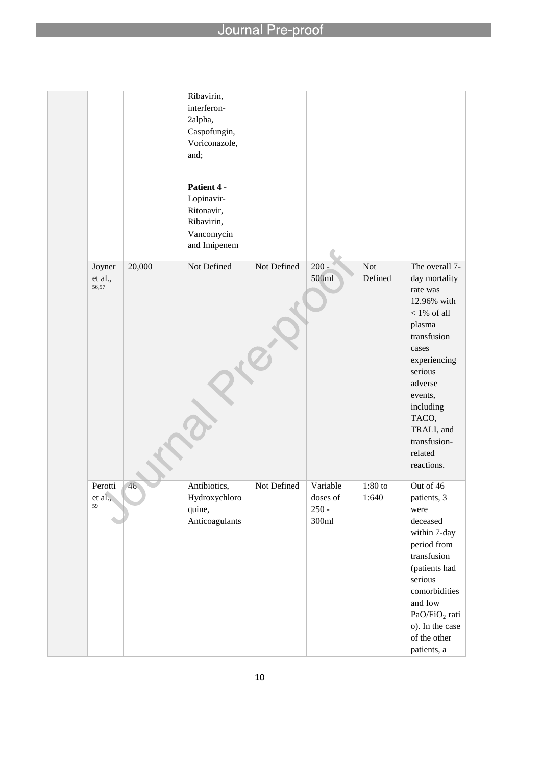|  |  |  |  |  |  |  |  |
|---|---|---|---|---|---|---|---|
|  |  |  | Ribavirin, interferon-2alpha, Caspofungin, Voriconazole, and;<br><br>**Patient 4** - Lopinavir-Ritonavir, Ribavirin, Vancomycin and Imipenem |  |  |  |  |
|  | Joyner et al.,[56,57] | 20,000 | Not Defined | Not Defined | 200 - 500ml | Not Defined | The overall 7-day mortality rate was 12.96% with < 1% of all plasma transfusion cases experiencing serious adverse events, including TACO, TRALI, and transfusion-related reactions. |
|  | Perotti et al.,[59] | 46 | Antibiotics, Hydroxychloroquine, Anticoagulants | Not Defined | Variable doses of 250 - 300ml | 1:80 to 1:640 | Out of 46 patients, 3 were deceased within 7-day period from transfusion (patients had serious comorbidities and low $PaO_2/FiO_2$ ratio). In the case of the other patients, a |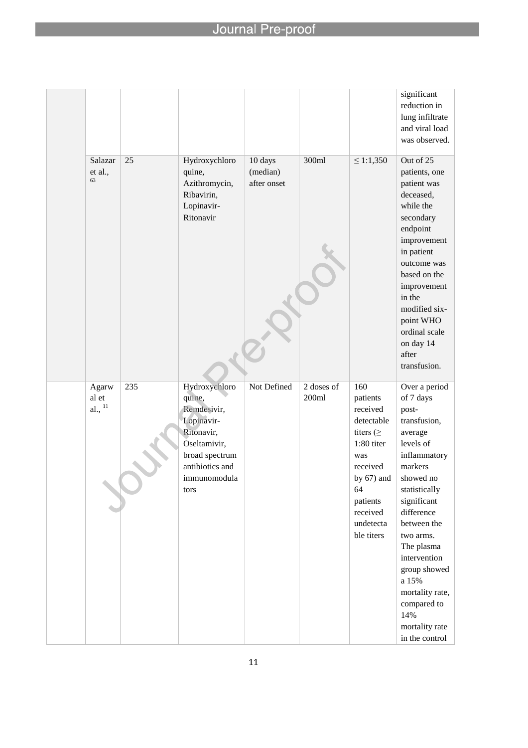| | | | | | | | |
|---|---|---|---|---|---|---|---|
| | | | | | | | significant reduction in lung infiltrate and viral load was observed. |
| | Salazar et al., [63] | 25 | Hydroxychloroquine, Azithromycin, Ribavirin, Lopinavir-Ritonavir | 10 days (median) after onset | 300ml | ≤ 1:1,350 | Out of 25 patients, one patient was deceased, while the secondary endpoint improvement in patient outcome was based on the improvement in the modified six-point WHO ordinal scale on day 14 after transfusion. |
| | Agarwal et al., [11] | 235 | Hydroxychloroquine, Remdesivir, Lopinavir-Ritonavir, Oseltamivir, broad spectrum antibiotics and immunomodulators | Not Defined | 2 doses of 200ml | 160 patients received detectable titers (≥ 1:80 titer was received by 67) and 64 patients received undetectable titers | Over a period of 7 days post-transfusion, average levels of inflammatory markers showed no statistically significant difference between the two arms. The plasma intervention group showed a 15% mortality rate, compared to 14% mortality rate in the control |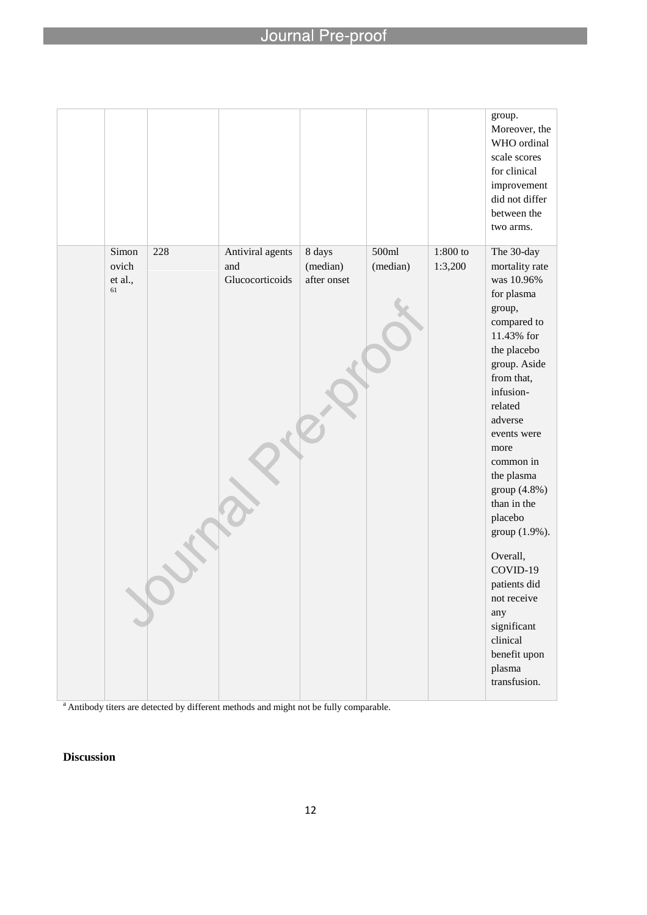| | | | | | | | |
|---|---|---|---|---|---|---|---|
| | | | | | | | group. Moreover, the WHO ordinal scale scores for clinical improvement did not differ between the two arms. |
| | Simonovich et al., [61] | 228 | Antiviral agents and Glucocorticoids | 8 days (median) after onset | 500ml (median) | 1:800 to 1:3,200 | The 30-day mortality rate was 10.96% for plasma group, compared to 11.43% for the placebo group. Aside from that, infusion-related adverse events were more common in the plasma group (4.8%) than in the placebo group (1.9%). Overall, COVID-19 patients did not receive any significant clinical benefit upon plasma transfusion. |

[a] Antibody titers are detected by different methods and might not be fully comparable.

**Discussion**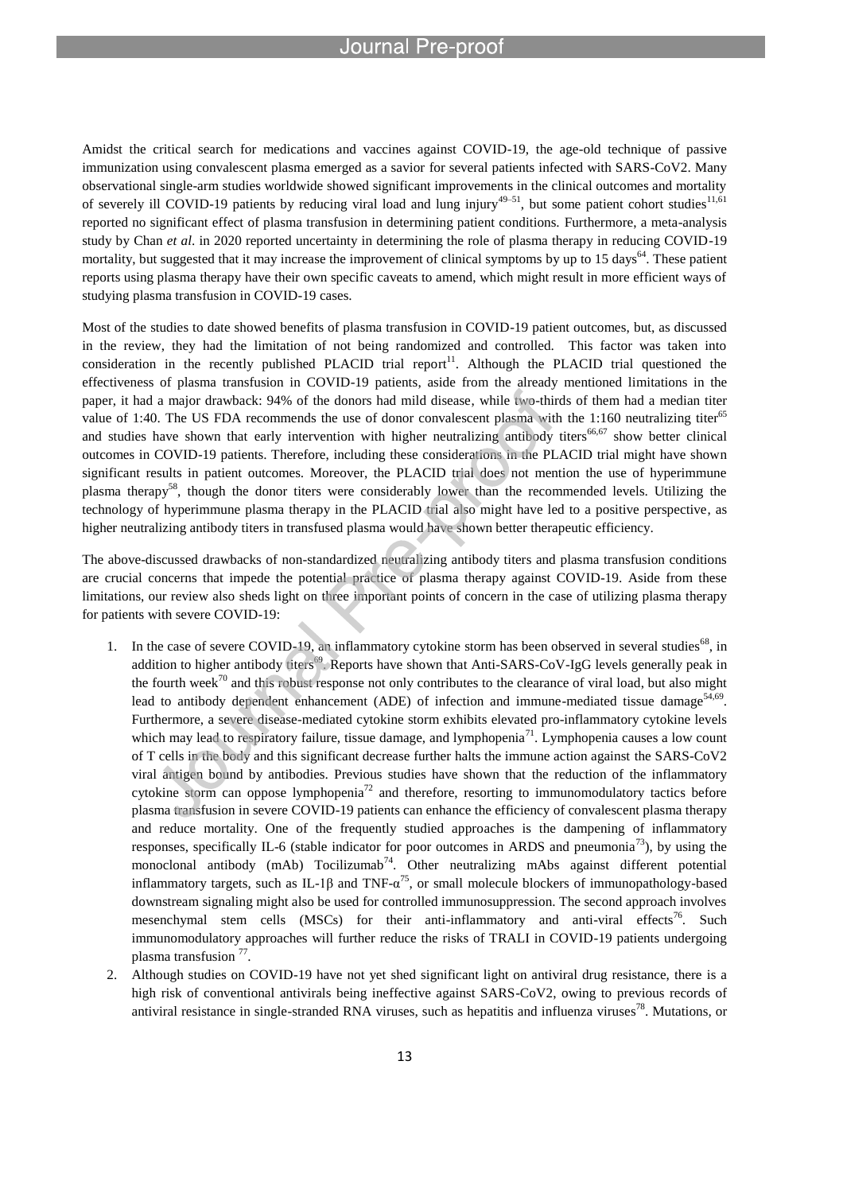Amidst the critical search for medications and vaccines against COVID-19, the age-old technique of passive immunization using convalescent plasma emerged as a savior for several patients infected with SARS-CoV2. Many observational single-arm studies worldwide showed significant improvements in the clinical outcomes and mortality of severely ill COVID-19 patients by reducing viral load and lung injury[49–51], but some patient cohort studies[11,61] reported no significant effect of plasma transfusion in determining patient conditions. Furthermore, a meta-analysis study by Chan *et al*. in 2020 reported uncertainty in determining the role of plasma therapy in reducing COVID-19 mortality, but suggested that it may increase the improvement of clinical symptoms by up to 15 days[64]. These patient reports using plasma therapy have their own specific caveats to amend, which might result in more efficient ways of studying plasma transfusion in COVID-19 cases.

Most of the studies to date showed benefits of plasma transfusion in COVID-19 patient outcomes, but, as discussed in the review, they had the limitation of not being randomized and controlled. This factor was taken into consideration in the recently published PLACID trial report[11]. Although the PLACID trial questioned the effectiveness of plasma transfusion in COVID-19 patients, aside from the already mentioned limitations in the paper, it had a major drawback: 94% of the donors had mild disease, while two-thirds of them had a median titer value of 1:40. The US FDA recommends the use of donor convalescent plasma with the 1:160 neutralizing titer[65] and studies have shown that early intervention with higher neutralizing antibody titers[66,67] show better clinical outcomes in COVID-19 patients. Therefore, including these considerations in the PLACID trial might have shown significant results in patient outcomes. Moreover, the PLACID trial does not mention the use of hyperimmune plasma therapy[58], though the donor titers were considerably lower than the recommended levels. Utilizing the technology of hyperimmune plasma therapy in the PLACID trial also might have led to a positive perspective, as higher neutralizing antibody titers in transfused plasma would have shown better therapeutic efficiency.

The above-discussed drawbacks of non-standardized neutralizing antibody titers and plasma transfusion conditions are crucial concerns that impede the potential practice of plasma therapy against COVID-19. Aside from these limitations, our review also sheds light on three important points of concern in the case of utilizing plasma therapy for patients with severe COVID-19:

1. In the case of severe COVID-19, an inflammatory cytokine storm has been observed in several studies[68], in addition to higher antibody titers[69]. Reports have shown that Anti-SARS-CoV-IgG levels generally peak in the fourth week[70] and this robust response not only contributes to the clearance of viral load, but also might lead to antibody dependent enhancement (ADE) of infection and immune-mediated tissue damage[54,69]. Furthermore, a severe disease-mediated cytokine storm exhibits elevated pro-inflammatory cytokine levels which may lead to respiratory failure, tissue damage, and lymphopenia[71]. Lymphopenia causes a low count of T cells in the body and this significant decrease further halts the immune action against the SARS-CoV2 viral antigen bound by antibodies. Previous studies have shown that the reduction of the inflammatory cytokine storm can oppose lymphopenia[72] and therefore, resorting to immunomodulatory tactics before plasma transfusion in severe COVID-19 patients can enhance the efficiency of convalescent plasma therapy and reduce mortality. One of the frequently studied approaches is the dampening of inflammatory responses, specifically IL-6 (stable indicator for poor outcomes in ARDS and pneumonia[73]), by using the monoclonal antibody (mAb) Tocilizumab[74]. Other neutralizing mAbs against different potential inflammatory targets, such as IL-1β and TNF-α[75], or small molecule blockers of immunopathology-based downstream signaling might also be used for controlled immunosuppression. The second approach involves mesenchymal stem cells (MSCs) for their anti-inflammatory and anti-viral effects[76]. Such immunomodulatory approaches will further reduce the risks of TRALI in COVID-19 patients undergoing plasma transfusion [77].
2. Although studies on COVID-19 have not yet shed significant light on antiviral drug resistance, there is a high risk of conventional antivirals being ineffective against SARS-CoV2, owing to previous records of antiviral resistance in single-stranded RNA viruses, such as hepatitis and influenza viruses[78]. Mutations, or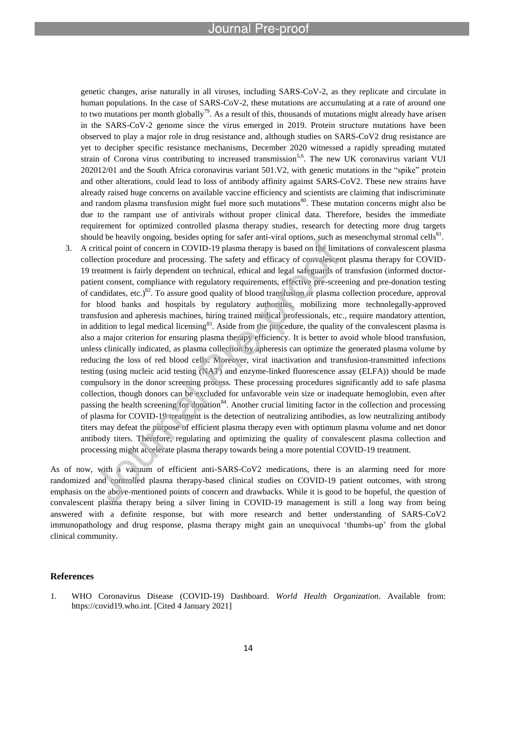genetic changes, arise naturally in all viruses, including SARS-CoV-2, as they replicate and circulate in human populations. In the case of SARS-CoV-2, these mutations are accumulating at a rate of around one to two mutations per month globally[79]. As a result of this, thousands of mutations might already have arisen in the SARS-CoV-2 genome since the virus emerged in 2019. Protein structure mutations have been observed to play a major role in drug resistance and, although studies on SARS-CoV2 drug resistance are yet to decipher specific resistance mechanisms, December 2020 witnessed a rapidly spreading mutated strain of Corona virus contributing to increased transmission[5,6]. The new UK coronavirus variant VUI 202012/01 and the South Africa coronavirus variant 501.V2, with genetic mutations in the "spike" protein and other alterations, could lead to loss of antibody affinity against SARS-CoV2. These new strains have already raised huge concerns on available vaccine efficiency and scientists are claiming that indiscriminate and random plasma transfusion might fuel more such mutations[80]. These mutation concerns might also be due to the rampant use of antivirals without proper clinical data. Therefore, besides the immediate requirement for optimized controlled plasma therapy studies, research for detecting more drug targets should be heavily ongoing, besides opting for safer anti-viral options, such as mesenchymal stromal cells[81].

3. A critical point of concern in COVID-19 plasma therapy is based on the limitations of convalescent plasma collection procedure and processing. The safety and efficacy of convalescent plasma therapy for COVID-19 treatment is fairly dependent on technical, ethical and legal safeguards of transfusion (informed doctor-patient consent, compliance with regulatory requirements, effective pre-screening and pre-donation testing of candidates, etc.)[82]. To assure good quality of blood transfusion or plasma collection procedure, approval for blood banks and hospitals by regulatory authorities, mobilizing more technolegally-approved transfusion and apheresis machines, hiring trained medical professionals, etc., require mandatory attention, in addition to legal medical licensing[83]. Aside from the procedure, the quality of the convalescent plasma is also a major criterion for ensuring plasma therapy efficiency. It is better to avoid whole blood transfusion, unless clinically indicated, as plasma collection by apheresis can optimize the generated plasma volume by reducing the loss of red blood cells. Moreover, viral inactivation and transfusion-transmitted infections testing (using nucleic acid testing (NAT) and enzyme-linked fluorescence assay (ELFA)) should be made compulsory in the donor screening process. These processing procedures significantly add to safe plasma collection, though donors can be excluded for unfavorable vein size or inadequate hemoglobin, even after passing the health screening for donation[84]. Another crucial limiting factor in the collection and processing of plasma for COVID-19 treatment is the detection of neutralizing antibodies, as low neutralizing antibody titers may defeat the purpose of efficient plasma therapy even with optimum plasma volume and net donor antibody titers. Therefore, regulating and optimizing the quality of convalescent plasma collection and processing might accelerate plasma therapy towards being a more potential COVID-19 treatment.

As of now, with a vacuum of efficient anti-SARS-CoV2 medications, there is an alarming need for more randomized and controlled plasma therapy-based clinical studies on COVID-19 patient outcomes, with strong emphasis on the above-mentioned points of concern and drawbacks. While it is good to be hopeful, the question of convalescent plasma therapy being a silver lining in COVID-19 management is still a long way from being answered with a definite response, but with more research and better understanding of SARS-CoV2 immunopathology and drug response, plasma therapy might gain an unequivocal 'thumbs-up' from the global clinical community.

## References

1. WHO Coronavirus Disease (COVID-19) Dashboard. *World Health Organization*. Available from: https://covid19.who.int. [Cited 4 January 2021]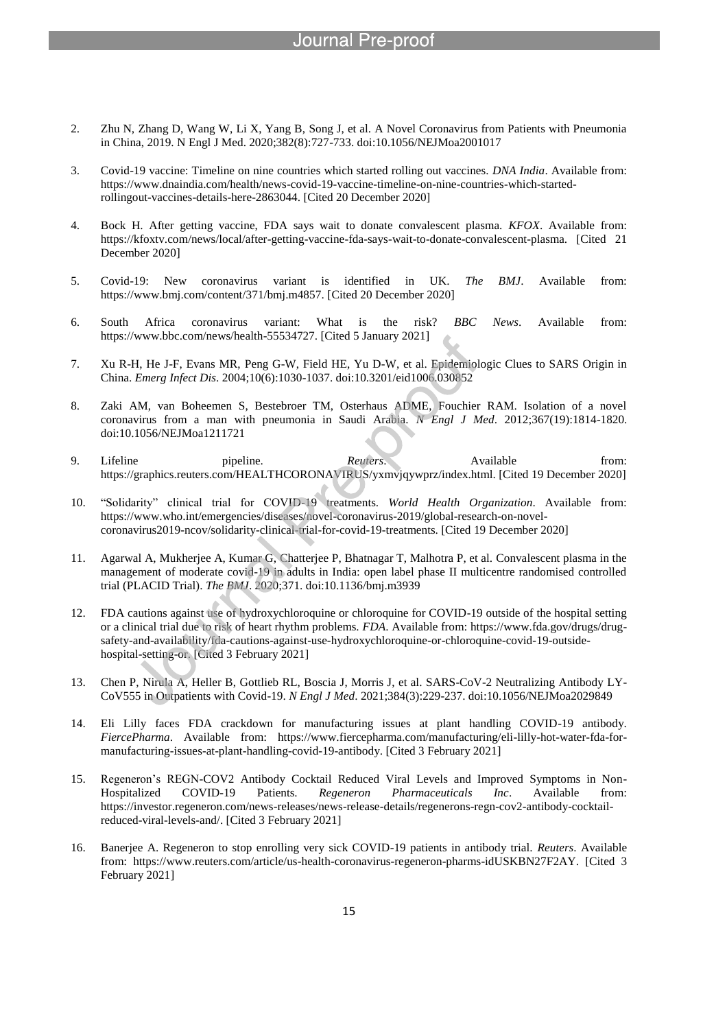2. Zhu N, Zhang D, Wang W, Li X, Yang B, Song J, et al. A Novel Coronavirus from Patients with Pneumonia in China, 2019. N Engl J Med. 2020;382(8):727-733. doi:10.1056/NEJMoa2001017

3. Covid-19 vaccine: Timeline on nine countries which started rolling out vaccines. *DNA India*. Available from: https://www.dnaindia.com/health/news-covid-19-vaccine-timeline-on-nine-countries-which-started-rollingout-vaccines-details-here-2863044. [Cited 20 December 2020]

4. Bock H. After getting vaccine, FDA says wait to donate convalescent plasma. *KFOX*. Available from: https://kfoxtv.com/news/local/after-getting-vaccine-fda-says-wait-to-donate-convalescent-plasma. [Cited 21 December 2020]

5. Covid-19: New coronavirus variant is identified in UK. *The BMJ*. Available from: https://www.bmj.com/content/371/bmj.m4857. [Cited 20 December 2020]

6. South Africa coronavirus variant: What is the risk? *BBC News*. Available from: https://www.bbc.com/news/health-55534727. [Cited 5 January 2021]

7. Xu R-H, He J-F, Evans MR, Peng G-W, Field HE, Yu D-W, et al. Epidemiologic Clues to SARS Origin in China. *Emerg Infect Dis*. 2004;10(6):1030-1037. doi:10.3201/eid1006.030852

8. Zaki AM, van Boheemen S, Bestebroer TM, Osterhaus ADME, Fouchier RAM. Isolation of a novel coronavirus from a man with pneumonia in Saudi Arabia. *N Engl J Med*. 2012;367(19):1814-1820. doi:10.1056/NEJMoa1211721

9. Lifeline pipeline. *Reuters*. Available from: https://graphics.reuters.com/HEALTHCORONAVIRUS/yxmvjqywprz/index.html. [Cited 19 December 2020]

10. "Solidarity" clinical trial for COVID-19 treatments. *World Health Organization*. Available from: https://www.who.int/emergencies/diseases/novel-coronavirus-2019/global-research-on-novel-coronavirus2019-ncov/solidarity-clinical-trial-for-covid-19-treatments. [Cited 19 December 2020]

11. Agarwal A, Mukherjee A, Kumar G, Chatterjee P, Bhatnagar T, Malhotra P, et al. Convalescent plasma in the management of moderate covid-19 in adults in India: open label phase II multicentre randomised controlled trial (PLACID Trial). *The BMJ*. 2020;371. doi:10.1136/bmj.m3939

12. FDA cautions against use of hydroxychloroquine or chloroquine for COVID-19 outside of the hospital setting or a clinical trial due to risk of heart rhythm problems. *FDA*. Available from: https://www.fda.gov/drugs/drug-safety-and-availability/fda-cautions-against-use-hydroxychloroquine-or-chloroquine-covid-19-outside-hospital-setting-or. [Cited 3 February 2021]

13. Chen P, Nirula A, Heller B, Gottlieb RL, Boscia J, Morris J, et al. SARS-CoV-2 Neutralizing Antibody LY-CoV555 in Outpatients with Covid-19. *N Engl J Med*. 2021;384(3):229-237. doi:10.1056/NEJMoa2029849

14. Eli Lilly faces FDA crackdown for manufacturing issues at plant handling COVID-19 antibody. *FiercePharma*. Available from: https://www.fiercepharma.com/manufacturing/eli-lilly-hot-water-fda-for-manufacturing-issues-at-plant-handling-covid-19-antibody. [Cited 3 February 2021]

15. Regeneron's REGN-COV2 Antibody Cocktail Reduced Viral Levels and Improved Symptoms in Non-Hospitalized COVID-19 Patients. *Regeneron Pharmaceuticals Inc*. Available from: https://investor.regeneron.com/news-releases/news-release-details/regenerons-regn-cov2-antibody-cocktail-reduced-viral-levels-and/. [Cited 3 February 2021]

16. Banerjee A. Regeneron to stop enrolling very sick COVID-19 patients in antibody trial. *Reuters*. Available from: https://www.reuters.com/article/us-health-coronavirus-regeneron-pharms-idUSKBN27F2AY. [Cited 3 February 2021]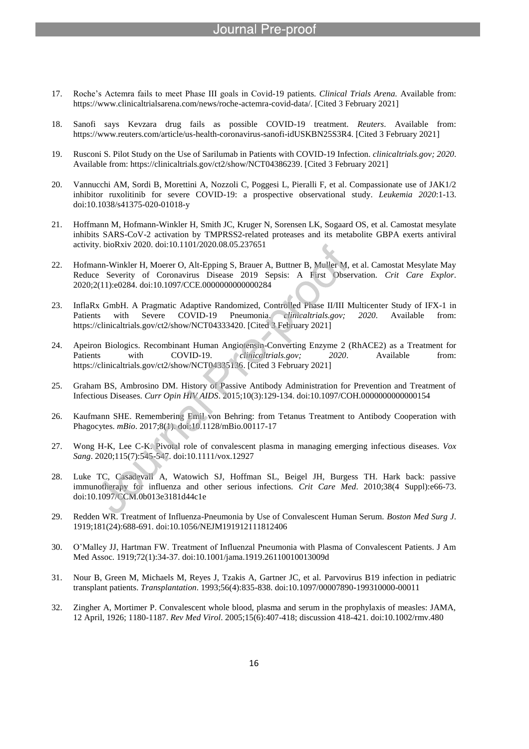17. Roche's Actemra fails to meet Phase III goals in Covid-19 patients. *Clinical Trials Arena.* Available from: https://www.clinicaltrialsarena.com/news/roche-actemra-covid-data/. [Cited 3 February 2021]

18. Sanofi says Kevzara drug fails as possible COVID-19 treatment. *Reuters*. Available from: https://www.reuters.com/article/us-health-coronavirus-sanofi-idUSKBN25S3R4. [Cited 3 February 2021]

19. Rusconi S. Pilot Study on the Use of Sarilumab in Patients with COVID-19 Infection. *clinicaltrials.gov; 2020*. Available from: https://clinicaltrials.gov/ct2/show/NCT04386239. [Cited 3 February 2021]

20. Vannucchi AM, Sordi B, Morettini A, Nozzoli C, Poggesi L, Pieralli F, et al. Compassionate use of JAK1/2 inhibitor ruxolitinib for severe COVID-19: a prospective observational study. *Leukemia 2020*:1-13. doi:10.1038/s41375-020-01018-y

21. Hoffmann M, Hofmann-Winkler H, Smith JC, Kruger N, Sorensen LK, Sogaard OS, et al. Camostat mesylate inhibits SARS-CoV-2 activation by TMPRSS2-related proteases and its metabolite GBPA exerts antiviral activity. bioRxiv 2020. doi:10.1101/2020.08.05.237651

22. Hofmann-Winkler H, Moerer O, Alt-Epping S, Brauer A, Buttner B, Muller M, et al. Camostat Mesylate May Reduce Severity of Coronavirus Disease 2019 Sepsis: A First Observation. *Crit Care Explor*. 2020;2(11):e0284. doi:10.1097/CCE.0000000000000284

23. InflaRx GmbH. A Pragmatic Adaptive Randomized, Controlled Phase II/III Multicenter Study of IFX-1 in Patients with Severe COVID-19 Pneumonia. *clinicaltrials.gov; 2020*. Available from: https://clinicaltrials.gov/ct2/show/NCT04333420. [Cited 3 February 2021]

24. Apeiron Biologics. Recombinant Human Angiotensin-Converting Enzyme 2 (RhACE2) as a Treatment for Patients with COVID-19. *clinicaltrials.gov; 2020*. Available from: https://clinicaltrials.gov/ct2/show/NCT04335136. [Cited 3 February 2021]

25. Graham BS, Ambrosino DM. History of Passive Antibody Administration for Prevention and Treatment of Infectious Diseases. *Curr Opin HIV AIDS*. 2015;10(3):129-134. doi:10.1097/COH.0000000000000154

26. Kaufmann SHE. Remembering Emil von Behring: from Tetanus Treatment to Antibody Cooperation with Phagocytes. *mBio*. 2017;8(1). doi:10.1128/mBio.00117-17

27. Wong H-K, Lee C-K. Pivotal role of convalescent plasma in managing emerging infectious diseases. *Vox Sang*. 2020;115(7):545-547. doi:10.1111/vox.12927

28. Luke TC, Casadevall A, Watowich SJ, Hoffman SL, Beigel JH, Burgess TH. Hark back: passive immunotherapy for influenza and other serious infections. *Crit Care Med*. 2010;38(4 Suppl):e66-73. doi:10.1097/CCM.0b013e3181d44c1e

29. Redden WR. Treatment of Influenza-Pneumonia by Use of Convalescent Human Serum. *Boston Med Surg J*. 1919;181(24):688-691. doi:10.1056/NEJM191912111812406

30. O'Malley JJ, Hartman FW. Treatment of Influenzal Pneumonia with Plasma of Convalescent Patients. J Am Med Assoc. 1919;72(1):34-37. doi:10.1001/jama.1919.26110010013009d

31. Nour B, Green M, Michaels M, Reyes J, Tzakis A, Gartner JC, et al. Parvovirus B19 infection in pediatric transplant patients. *Transplantation*. 1993;56(4):835-838. doi:10.1097/00007890-199310000-00011

32. Zingher A, Mortimer P. Convalescent whole blood, plasma and serum in the prophylaxis of measles: JAMA, 12 April, 1926; 1180-1187. *Rev Med Virol*. 2005;15(6):407-418; discussion 418-421. doi:10.1002/rmv.480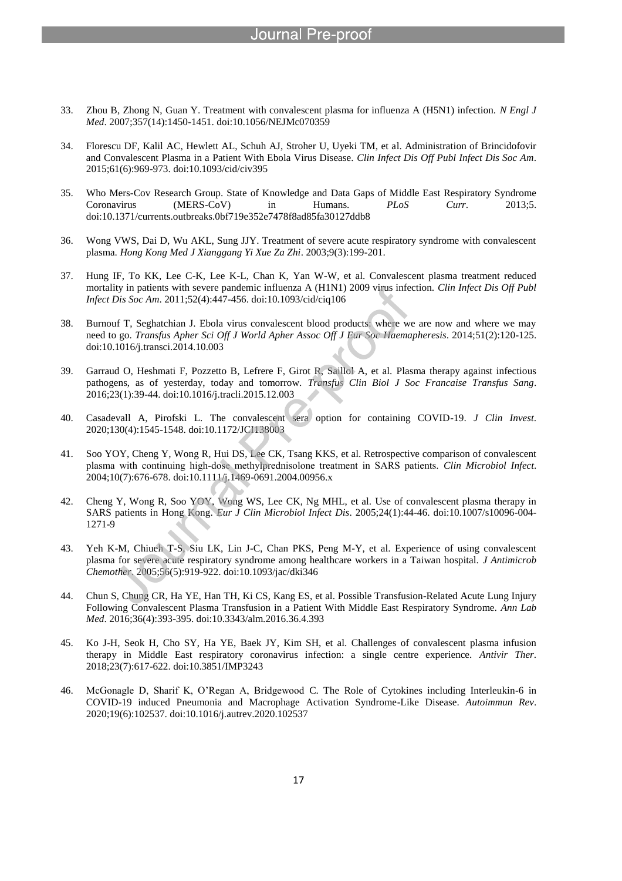33. Zhou B, Zhong N, Guan Y. Treatment with convalescent plasma for influenza A (H5N1) infection. *N Engl J Med*. 2007;357(14):1450-1451. doi:10.1056/NEJMc070359

34. Florescu DF, Kalil AC, Hewlett AL, Schuh AJ, Stroher U, Uyeki TM, et al. Administration of Brincidofovir and Convalescent Plasma in a Patient With Ebola Virus Disease. *Clin Infect Dis Off Publ Infect Dis Soc Am*. 2015;61(6):969-973. doi:10.1093/cid/civ395

35. Who Mers-Cov Research Group. State of Knowledge and Data Gaps of Middle East Respiratory Syndrome Coronavirus (MERS-CoV) in Humans. *PLoS Curr*. 2013;5. doi:10.1371/currents.outbreaks.0bf719e352e7478f8ad85fa30127ddb8

36. Wong VWS, Dai D, Wu AKL, Sung JJY. Treatment of severe acute respiratory syndrome with convalescent plasma. *Hong Kong Med J Xianggang Yi Xue Za Zhi*. 2003;9(3):199-201.

37. Hung IF, To KK, Lee C-K, Lee K-L, Chan K, Yan W-W, et al. Convalescent plasma treatment reduced mortality in patients with severe pandemic influenza A (H1N1) 2009 virus infection. *Clin Infect Dis Off Publ Infect Dis Soc Am*. 2011;52(4):447-456. doi:10.1093/cid/ciq106

38. Burnouf T, Seghatchian J. Ebola virus convalescent blood products: where we are now and where we may need to go. *Transfus Apher Sci Off J World Apher Assoc Off J Eur Soc Haemapheresis*. 2014;51(2):120-125. doi:10.1016/j.transci.2014.10.003

39. Garraud O, Heshmati F, Pozzetto B, Lefrere F, Girot R, Saillol A, et al. Plasma therapy against infectious pathogens, as of yesterday, today and tomorrow. *Transfus Clin Biol J Soc Francaise Transfus Sang*. 2016;23(1):39-44. doi:10.1016/j.tracli.2015.12.003

40. Casadevall A, Pirofski L. The convalescent sera option for containing COVID-19. *J Clin Invest*. 2020;130(4):1545-1548. doi:10.1172/JCI138003

41. Soo YOY, Cheng Y, Wong R, Hui DS, Lee CK, Tsang KKS, et al. Retrospective comparison of convalescent plasma with continuing high-dose methylprednisolone treatment in SARS patients. *Clin Microbiol Infect*. 2004;10(7):676-678. doi:10.1111/j.1469-0691.2004.00956.x

42. Cheng Y, Wong R, Soo YOY, Wong WS, Lee CK, Ng MHL, et al. Use of convalescent plasma therapy in SARS patients in Hong Kong. *Eur J Clin Microbiol Infect Dis*. 2005;24(1):44-46. doi:10.1007/s10096-004-1271-9

43. Yeh K-M, Chiueh T-S, Siu LK, Lin J-C, Chan PKS, Peng M-Y, et al. Experience of using convalescent plasma for severe acute respiratory syndrome among healthcare workers in a Taiwan hospital. *J Antimicrob Chemother*. 2005;56(5):919-922. doi:10.1093/jac/dki346

44. Chun S, Chung CR, Ha YE, Han TH, Ki CS, Kang ES, et al. Possible Transfusion-Related Acute Lung Injury Following Convalescent Plasma Transfusion in a Patient With Middle East Respiratory Syndrome. *Ann Lab Med*. 2016;36(4):393-395. doi:10.3343/alm.2016.36.4.393

45. Ko J-H, Seok H, Cho SY, Ha YE, Baek JY, Kim SH, et al. Challenges of convalescent plasma infusion therapy in Middle East respiratory coronavirus infection: a single centre experience. *Antivir Ther*. 2018;23(7):617-622. doi:10.3851/IMP3243

46. McGonagle D, Sharif K, O'Regan A, Bridgewood C. The Role of Cytokines including Interleukin-6 in COVID-19 induced Pneumonia and Macrophage Activation Syndrome-Like Disease. *Autoimmun Rev*. 2020;19(6):102537. doi:10.1016/j.autrev.2020.102537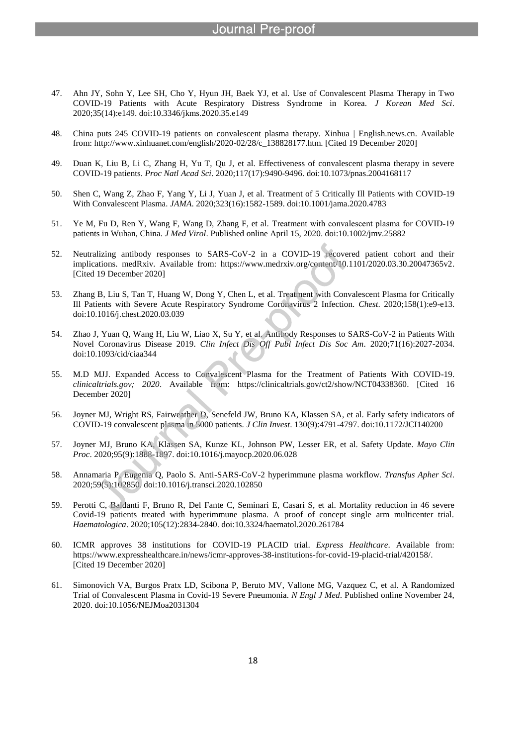47. Ahn JY, Sohn Y, Lee SH, Cho Y, Hyun JH, Baek YJ, et al. Use of Convalescent Plasma Therapy in Two COVID-19 Patients with Acute Respiratory Distress Syndrome in Korea. *J Korean Med Sci*. 2020;35(14):e149. doi:10.3346/jkms.2020.35.e149

48. China puts 245 COVID-19 patients on convalescent plasma therapy. Xinhua | English.news.cn. Available from: http://www.xinhuanet.com/english/2020-02/28/c_138828177.htm. [Cited 19 December 2020]

49. Duan K, Liu B, Li C, Zhang H, Yu T, Qu J, et al. Effectiveness of convalescent plasma therapy in severe COVID-19 patients. *Proc Natl Acad Sci*. 2020;117(17):9490-9496. doi:10.1073/pnas.2004168117

50. Shen C, Wang Z, Zhao F, Yang Y, Li J, Yuan J, et al. Treatment of 5 Critically Ill Patients with COVID-19 With Convalescent Plasma. *JAMA*. 2020;323(16):1582-1589. doi:10.1001/jama.2020.4783

51. Ye M, Fu D, Ren Y, Wang F, Wang D, Zhang F, et al. Treatment with convalescent plasma for COVID-19 patients in Wuhan, China. *J Med Virol*. Published online April 15, 2020. doi:10.1002/jmv.25882

52. Neutralizing antibody responses to SARS-CoV-2 in a COVID-19 recovered patient cohort and their implications. medRxiv. Available from: https://www.medrxiv.org/content/10.1101/2020.03.30.20047365v2. [Cited 19 December 2020]

53. Zhang B, Liu S, Tan T, Huang W, Dong Y, Chen L, et al. Treatment with Convalescent Plasma for Critically Ill Patients with Severe Acute Respiratory Syndrome Coronavirus 2 Infection. *Chest*. 2020;158(1):e9-e13. doi:10.1016/j.chest.2020.03.039

54. Zhao J, Yuan Q, Wang H, Liu W, Liao X, Su Y, et al. Antibody Responses to SARS-CoV-2 in Patients With Novel Coronavirus Disease 2019. *Clin Infect Dis Off Publ Infect Dis Soc Am*. 2020;71(16):2027-2034. doi:10.1093/cid/ciaa344

55. M.D MJJ. Expanded Access to Convalescent Plasma for the Treatment of Patients With COVID-19. *clinicaltrials.gov; 2020*. Available from: https://clinicaltrials.gov/ct2/show/NCT04338360. [Cited 16 December 2020]

56. Joyner MJ, Wright RS, Fairweather D, Senefeld JW, Bruno KA, Klassen SA, et al. Early safety indicators of COVID-19 convalescent plasma in 5000 patients. *J Clin Invest*. 130(9):4791-4797. doi:10.1172/JCI140200

57. Joyner MJ, Bruno KA, Klassen SA, Kunze KL, Johnson PW, Lesser ER, et al. Safety Update. *Mayo Clin Proc*. 2020;95(9):1888-1897. doi:10.1016/j.mayocp.2020.06.028

58. Annamaria P, Eugenia Q, Paolo S. Anti-SARS-CoV-2 hyperimmune plasma workflow. *Transfus Apher Sci*. 2020;59(5):102850. doi:10.1016/j.transci.2020.102850

59. Perotti C, Baldanti F, Bruno R, Del Fante C, Seminari E, Casari S, et al. Mortality reduction in 46 severe Covid-19 patients treated with hyperimmune plasma. A proof of concept single arm multicenter trial. *Haematologica*. 2020;105(12):2834-2840. doi:10.3324/haematol.2020.261784

60. ICMR approves 38 institutions for COVID-19 PLACID trial. *Express Healthcare*. Available from: https://www.expresshealthcare.in/news/icmr-approves-38-institutions-for-covid-19-placid-trial/420158/. [Cited 19 December 2020]

61. Simonovich VA, Burgos Pratx LD, Scibona P, Beruto MV, Vallone MG, Vazquez C, et al. A Randomized Trial of Convalescent Plasma in Covid-19 Severe Pneumonia. *N Engl J Med*. Published online November 24, 2020. doi:10.1056/NEJMoa2031304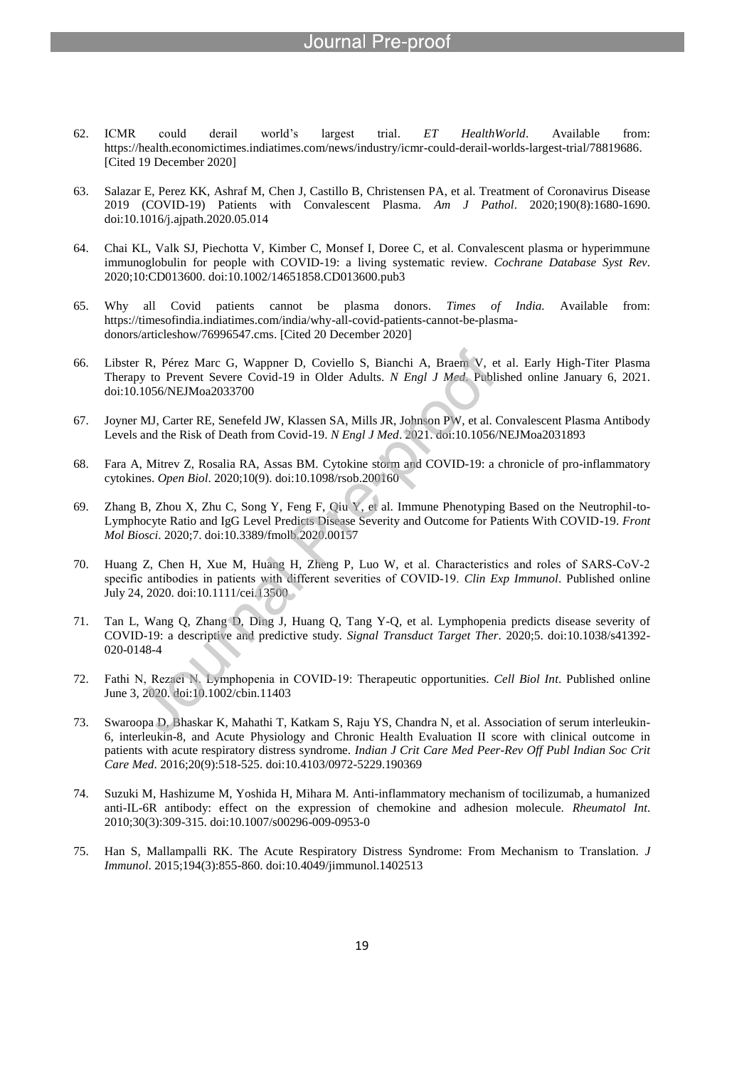62. ICMR could derail world's largest trial. *ET HealthWorld*. Available from: https://health.economictimes.indiatimes.com/news/industry/icmr-could-derail-worlds-largest-trial/78819686. [Cited 19 December 2020]

63. Salazar E, Perez KK, Ashraf M, Chen J, Castillo B, Christensen PA, et al. Treatment of Coronavirus Disease 2019 (COVID-19) Patients with Convalescent Plasma. *Am J Pathol*. 2020;190(8):1680-1690. doi:10.1016/j.ajpath.2020.05.014

64. Chai KL, Valk SJ, Piechotta V, Kimber C, Monsef I, Doree C, et al. Convalescent plasma or hyperimmune immunoglobulin for people with COVID-19: a living systematic review. *Cochrane Database Syst Rev*. 2020;10:CD013600. doi:10.1002/14651858.CD013600.pub3

65. Why all Covid patients cannot be plasma donors. *Times of India.* Available from: https://timesofindia.indiatimes.com/india/why-all-covid-patients-cannot-be-plasma-donors/articleshow/76996547.cms. [Cited 20 December 2020]

66. Libster R, Pérez Marc G, Wappner D, Coviello S, Bianchi A, Braem V, et al. Early High-Titer Plasma Therapy to Prevent Severe Covid-19 in Older Adults. *N Engl J Med*. Published online January 6, 2021. doi:10.1056/NEJMoa2033700

67. Joyner MJ, Carter RE, Senefeld JW, Klassen SA, Mills JR, Johnson PW, et al. Convalescent Plasma Antibody Levels and the Risk of Death from Covid-19. *N Engl J Med*. 2021. doi:10.1056/NEJMoa2031893

68. Fara A, Mitrev Z, Rosalia RA, Assas BM. Cytokine storm and COVID-19: a chronicle of pro-inflammatory cytokines. *Open Biol*. 2020;10(9). doi:10.1098/rsob.200160

69. Zhang B, Zhou X, Zhu C, Song Y, Feng F, Qiu Y, et al. Immune Phenotyping Based on the Neutrophil-to-Lymphocyte Ratio and IgG Level Predicts Disease Severity and Outcome for Patients With COVID-19. *Front Mol Biosci*. 2020;7. doi:10.3389/fmolb.2020.00157

70. Huang Z, Chen H, Xue M, Huang H, Zheng P, Luo W, et al. Characteristics and roles of SARS-CoV-2 specific antibodies in patients with different severities of COVID-19. *Clin Exp Immunol*. Published online July 24, 2020. doi:10.1111/cei.13500

71. Tan L, Wang Q, Zhang D, Ding J, Huang Q, Tang Y-Q, et al. Lymphopenia predicts disease severity of COVID-19: a descriptive and predictive study. *Signal Transduct Target Ther*. 2020;5. doi:10.1038/s41392-020-0148-4

72. Fathi N, Rezaei N. Lymphopenia in COVID-19: Therapeutic opportunities. *Cell Biol Int*. Published online June 3, 2020. doi:10.1002/cbin.11403

73. Swaroopa D, Bhaskar K, Mahathi T, Katkam S, Raju YS, Chandra N, et al. Association of serum interleukin-6, interleukin-8, and Acute Physiology and Chronic Health Evaluation II score with clinical outcome in patients with acute respiratory distress syndrome. *Indian J Crit Care Med Peer-Rev Off Publ Indian Soc Crit Care Med*. 2016;20(9):518-525. doi:10.4103/0972-5229.190369

74. Suzuki M, Hashizume M, Yoshida H, Mihara M. Anti-inflammatory mechanism of tocilizumab, a humanized anti-IL-6R antibody: effect on the expression of chemokine and adhesion molecule. *Rheumatol Int*. 2010;30(3):309-315. doi:10.1007/s00296-009-0953-0

75. Han S, Mallampalli RK. The Acute Respiratory Distress Syndrome: From Mechanism to Translation. *J Immunol*. 2015;194(3):855-860. doi:10.4049/jimmunol.1402513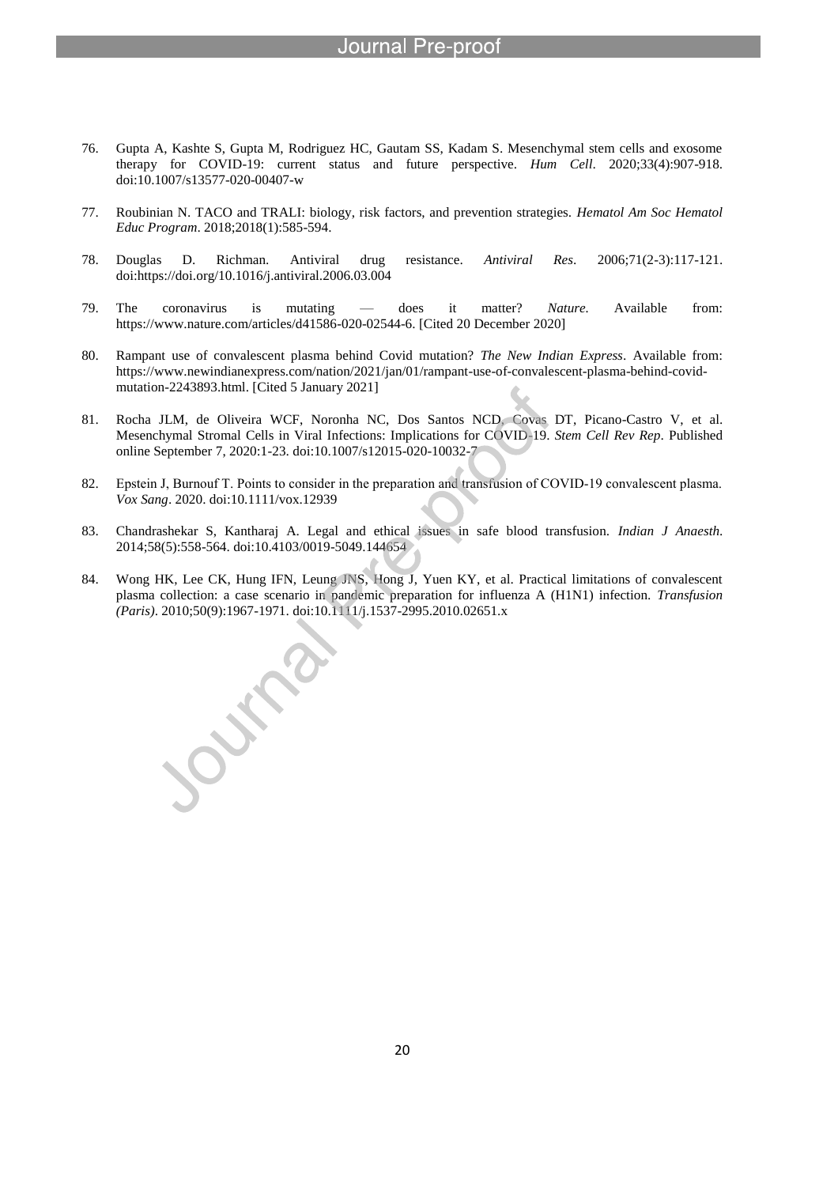76. Gupta A, Kashte S, Gupta M, Rodriguez HC, Gautam SS, Kadam S. Mesenchymal stem cells and exosome therapy for COVID-19: current status and future perspective. *Hum Cell*. 2020;33(4):907-918. doi:10.1007/s13577-020-00407-w

77. Roubinian N. TACO and TRALI: biology, risk factors, and prevention strategies. *Hematol Am Soc Hematol Educ Program*. 2018;2018(1):585-594.

78. Douglas D. Richman. Antiviral drug resistance. *Antiviral Res*. 2006;71(2-3):117-121. doi:https://doi.org/10.1016/j.antiviral.2006.03.004

79. The coronavirus is mutating — does it matter? *Nature.* Available from: https://www.nature.com/articles/d41586-020-02544-6. [Cited 20 December 2020]

80. Rampant use of convalescent plasma behind Covid mutation? *The New Indian Express*. Available from: https://www.newindianexpress.com/nation/2021/jan/01/rampant-use-of-convalescent-plasma-behind-covid-mutation-2243893.html. [Cited 5 January 2021]

81. Rocha JLM, de Oliveira WCF, Noronha NC, Dos Santos NCD, Covas DT, Picano-Castro V, et al. Mesenchymal Stromal Cells in Viral Infections: Implications for COVID-19. *Stem Cell Rev Rep*. Published online September 7, 2020:1-23. doi:10.1007/s12015-020-10032-7

82. Epstein J, Burnouf T. Points to consider in the preparation and transfusion of COVID-19 convalescent plasma. *Vox Sang*. 2020. doi:10.1111/vox.12939

83. Chandrashekar S, Kantharaj A. Legal and ethical issues in safe blood transfusion. *Indian J Anaesth*. 2014;58(5):558-564. doi:10.4103/0019-5049.144654

84. Wong HK, Lee CK, Hung IFN, Leung JNS, Hong J, Yuen KY, et al. Practical limitations of convalescent plasma collection: a case scenario in pandemic preparation for influenza A (H1N1) infection. *Transfusion (Paris)*. 2010;50(9):1967-1971. doi:10.1111/j.1537-2995.2010.02651.x